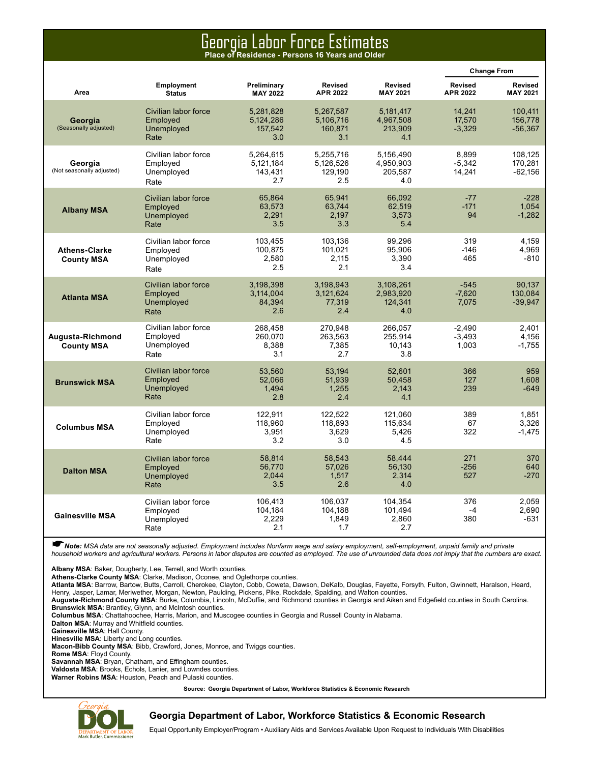# Georgia Labor Force Estimates

**Place of Residence - Persons 16 Years and Older**

| Area | Employment Status | Preliminary MAY 2022 | Revised APR 2022 | Revised MAY 2021 | Change From Revised APR 2022 | Change From Revised MAY 2021 |
|---|---|---|---|---|---|---|
| **Georgia** (Seasonally adjusted) | Civilian labor force | 5,281,828 | 5,267,587 | 5,181,417 | 14,241 | 100,411 |
| | Employed | 5,124,286 | 5,106,716 | 4,967,508 | 17,570 | 156,778 |
| | Unemployed | 157,542 | 160,871 | 213,909 | -3,329 | -56,367 |
| | Rate | 3.0 | 3.1 | 4.1 | | |
| **Georgia** (Not seasonally adjusted) | Civilian labor force | 5,264,615 | 5,255,716 | 5,156,490 | 8,899 | 108,125 |
| | Employed | 5,121,184 | 5,126,526 | 4,950,903 | -5,342 | 170,281 |
| | Unemployed | 143,431 | 129,190 | 205,587 | 14,241 | -62,156 |
| | Rate | 2.7 | 2.5 | 4.0 | | |
| **Albany MSA** | Civilian labor force | 65,864 | 65,941 | 66,092 | -77 | -228 |
| | Employed | 63,573 | 63,744 | 62,519 | -171 | 1,054 |
| | Unemployed | 2,291 | 2,197 | 3,573 | 94 | -1,282 |
| | Rate | 3.5 | 3.3 | 5.4 | | |
| **Athens-Clarke County MSA** | Civilian labor force | 103,455 | 103,136 | 99,296 | 319 | 4,159 |
| | Employed | 100,875 | 101,021 | 95,906 | -146 | 4,969 |
| | Unemployed | 2,580 | 2,115 | 3,390 | 465 | -810 |
| | Rate | 2.5 | 2.1 | 3.4 | | |
| **Atlanta MSA** | Civilian labor force | 3,198,398 | 3,198,943 | 3,108,261 | -545 | 90,137 |
| | Employed | 3,114,004 | 3,121,624 | 2,983,920 | -7,620 | 130,084 |
| | Unemployed | 84,394 | 77,319 | 124,341 | 7,075 | -39,947 |
| | Rate | 2.6 | 2.4 | 4.0 | | |
| **Augusta-Richmond County MSA** | Civilian labor force | 268,458 | 270,948 | 266,057 | -2,490 | 2,401 |
| | Employed | 260,070 | 263,563 | 255,914 | -3,493 | 4,156 |
| | Unemployed | 8,388 | 7,385 | 10,143 | 1,003 | -1,755 |
| | Rate | 3.1 | 2.7 | 3.8 | | |
| **Brunswick MSA** | Civilian labor force | 53,560 | 53,194 | 52,601 | 366 | 959 |
| | Employed | 52,066 | 51,939 | 50,458 | 127 | 1,608 |
| | Unemployed | 1,494 | 1,255 | 2,143 | 239 | -649 |
| | Rate | 2.8 | 2.4 | 4.1 | | |
| **Columbus MSA** | Civilian labor force | 122,911 | 122,522 | 121,060 | 389 | 1,851 |
| | Employed | 118,960 | 118,893 | 115,634 | 67 | 3,326 |
| | Unemployed | 3,951 | 3,629 | 5,426 | 322 | -1,475 |
| | Rate | 3.2 | 3.0 | 4.5 | | |
| **Dalton MSA** | Civilian labor force | 58,814 | 58,543 | 58,444 | 271 | 370 |
| | Employed | 56,770 | 57,026 | 56,130 | -256 | 640 |
| | Unemployed | 2,044 | 1,517 | 2,314 | 527 | -270 |
| | Rate | 3.5 | 2.6 | 4.0 | | |
| **Gainesville MSA** | Civilian labor force | 106,413 | 106,037 | 104,354 | 376 | 2,059 |
| | Employed | 104,184 | 104,188 | 101,494 | -4 | 2,690 |
| | Unemployed | 2,229 | 1,849 | 2,860 | 380 | -631 |
| | Rate | 2.1 | 1.7 | 2.7 | | |

☛***Note:** MSA data are not seasonally adjusted. Employment includes Nonfarm wage and salary employment, self-employment, unpaid family and private household workers and agricultural workers. Persons in labor disputes are counted as employed. The use of unrounded data does not imply that the numbers are exact.*

**Albany MSA**: Baker, Dougherty, Lee, Terrell, and Worth counties.
**Athens-Clarke County MSA**: Clarke, Madison, Oconee, and Oglethorpe counties.
**Atlanta MSA**: Barrow, Bartow, Butts, Carroll, Cherokee, Clayton, Cobb, Coweta, Dawson, DeKalb, Douglas, Fayette, Forsyth, Fulton, Gwinnett, Haralson, Heard, Henry, Jasper, Lamar, Meriwether, Morgan, Newton, Paulding, Pickens, Pike, Rockdale, Spalding, and Walton counties.
**Augusta-Richmond County MSA**: Burke, Columbia, Lincoln, McDuffie, and Richmond counties in Georgia and Aiken and Edgefield counties in South Carolina.
**Brunswick MSA**: Brantley, Glynn, and McIntosh counties.
**Columbus MSA**: Chattahoochee, Harris, Marion, and Muscogee counties in Georgia and Russell County in Alabama.
**Dalton MSA**: Murray and Whitfield counties.
**Gainesville MSA**: Hall County.
**Hinesville MSA**: Liberty and Long counties.
**Macon-Bibb County MSA**: Bibb, Crawford, Jones, Monroe, and Twiggs counties.
**Rome MSA**: Floyd County.
**Savannah MSA**: Bryan, Chatham, and Effingham counties.
**Valdosta MSA**: Brooks, Echols, Lanier, and Lowndes counties.
**Warner Robins MSA**: Houston, Peach and Pulaski counties.

**Source: Georgia Department of Labor, Workforce Statistics & Economic Research**

**Georgia Department of Labor, Workforce Statistics & Economic Research**

Equal Opportunity Employer/Program • Auxiliary Aids and Services Available Upon Request to Individuals With Disabilities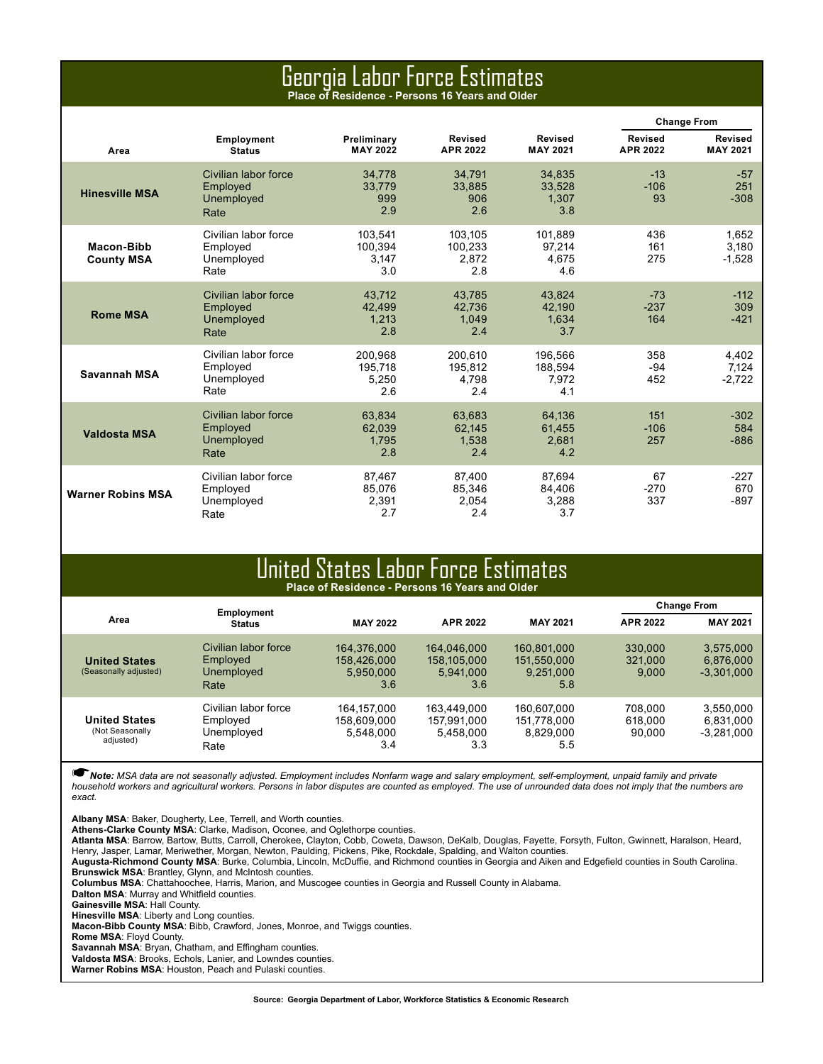# Georgia Labor Force Estimates

**Place of Residence - Persons 16 Years and Older**

| Area | Employment Status | Preliminary MAY 2022 | Revised APR 2022 | Revised MAY 2021 | Change From Revised APR 2022 | Change From Revised MAY 2021 |
|---|---|---|---|---|---|---|
| **Hinesville MSA** | Civilian labor force | 34,778 | 34,791 | 34,835 | -13 | -57 |
| | Employed | 33,779 | 33,885 | 33,528 | -106 | 251 |
| | Unemployed | 999 | 906 | 1,307 | 93 | -308 |
| | Rate | 2.9 | 2.6 | 3.8 | | |
| **Macon-Bibb County MSA** | Civilian labor force | 103,541 | 103,105 | 101,889 | 436 | 1,652 |
| | Employed | 100,394 | 100,233 | 97,214 | 161 | 3,180 |
| | Unemployed | 3,147 | 2,872 | 4,675 | 275 | -1,528 |
| | Rate | 3.0 | 2.8 | 4.6 | | |
| **Rome MSA** | Civilian labor force | 43,712 | 43,785 | 43,824 | -73 | -112 |
| | Employed | 42,499 | 42,736 | 42,190 | -237 | 309 |
| | Unemployed | 1,213 | 1,049 | 1,634 | 164 | -421 |
| | Rate | 2.8 | 2.4 | 3.7 | | |
| **Savannah MSA** | Civilian labor force | 200,968 | 200,610 | 196,566 | 358 | 4,402 |
| | Employed | 195,718 | 195,812 | 188,594 | -94 | 7,124 |
| | Unemployed | 5,250 | 4,798 | 7,972 | 452 | -2,722 |
| | Rate | 2.6 | 2.4 | 4.1 | | |
| **Valdosta MSA** | Civilian labor force | 63,834 | 63,683 | 64,136 | 151 | -302 |
| | Employed | 62,039 | 62,145 | 61,455 | -106 | 584 |
| | Unemployed | 1,795 | 1,538 | 2,681 | 257 | -886 |
| | Rate | 2.8 | 2.4 | 4.2 | | |
| **Warner Robins MSA** | Civilian labor force | 87,467 | 87,400 | 87,694 | 67 | -227 |
| | Employed | 85,076 | 85,346 | 84,406 | -270 | 670 |
| | Unemployed | 2,391 | 2,054 | 3,288 | 337 | -897 |
| | Rate | 2.7 | 2.4 | 3.7 | | |

# United States Labor Force Estimates

**Place of Residence - Persons 16 Years and Older**

| Area | Employment Status | MAY 2022 | APR 2022 | MAY 2021 | Change From APR 2022 | Change From MAY 2021 |
|---|---|---|---|---|---|---|
| **United States** (Seasonally adjusted) | Civilian labor force | 164,376,000 | 164,046,000 | 160,801,000 | 330,000 | 3,575,000 |
| | Employed | 158,426,000 | 158,105,000 | 151,550,000 | 321,000 | 6,876,000 |
| | Unemployed | 5,950,000 | 5,941,000 | 9,251,000 | 9,000 | -3,301,000 |
| | Rate | 3.6 | 3.6 | 5.8 | | |
| **United States** (Not Seasonally adjusted) | Civilian labor force | 164,157,000 | 163,449,000 | 160,607,000 | 708,000 | 3,550,000 |
| | Employed | 158,609,000 | 157,991,000 | 151,778,000 | 618,000 | 6,831,000 |
| | Unemployed | 5,548,000 | 5,458,000 | 8,829,000 | 90,000 | -3,281,000 |
| | Rate | 3.4 | 3.3 | 5.5 | | |

☛ ***Note:*** *MSA data are not seasonally adjusted. Employment includes Nonfarm wage and salary employment, self-employment, unpaid family and private household workers and agricultural workers. Persons in labor disputes are counted as employed. The use of unrounded data does not imply that the numbers are exact.*

**Albany MSA**: Baker, Dougherty, Lee, Terrell, and Worth counties.
**Athens-Clarke County MSA**: Clarke, Madison, Oconee, and Oglethorpe counties.
**Atlanta MSA**: Barrow, Bartow, Butts, Carroll, Cherokee, Clayton, Cobb, Coweta, Dawson, DeKalb, Douglas, Fayette, Forsyth, Fulton, Gwinnett, Haralson, Heard, Henry, Jasper, Lamar, Meriwether, Morgan, Newton, Paulding, Pickens, Pike, Rockdale, Spalding, and Walton counties.
**Augusta-Richmond County MSA**: Burke, Columbia, Lincoln, McDuffie, and Richmond counties in Georgia and Aiken and Edgefield counties in South Carolina.
**Brunswick MSA**: Brantley, Glynn, and McIntosh counties.
**Columbus MSA**: Chattahoochee, Harris, Marion, and Muscogee counties in Georgia and Russell County in Alabama.
**Dalton MSA**: Murray and Whitfield counties.
**Gainesville MSA**: Hall County.
**Hinesville MSA**: Liberty and Long counties.
**Macon-Bibb County MSA**: Bibb, Crawford, Jones, Monroe, and Twiggs counties.
**Rome MSA**: Floyd County.
**Savannah MSA**: Bryan, Chatham, and Effingham counties.
**Valdosta MSA**: Brooks, Echols, Lanier, and Lowndes counties.
**Warner Robins MSA**: Houston, Peach and Pulaski counties.

**Source: Georgia Department of Labor, Workforce Statistics & Economic Research**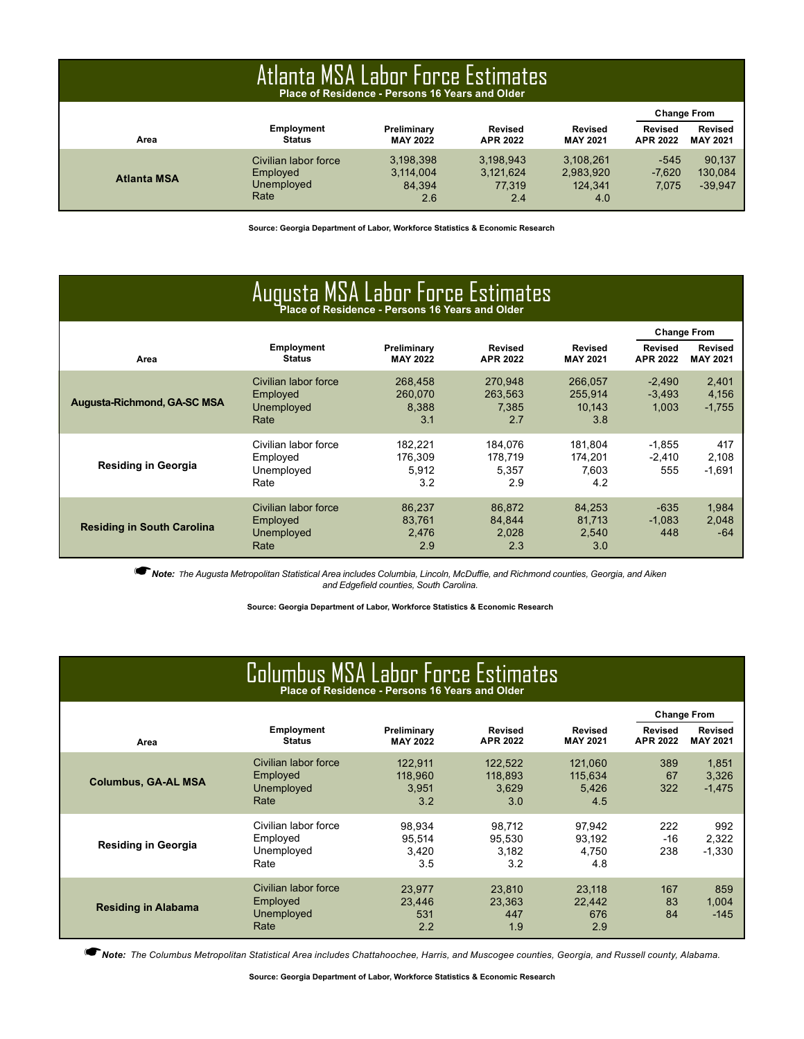## Atlanta MSA Labor Force Estimates

**Place of Residence - Persons 16 Years and Older**

| Area | Employment Status | Preliminary MAY 2022 | Revised APR 2022 | Revised MAY 2021 | Change From Revised APR 2022 | Change From Revised MAY 2021 |
|---|---|---|---|---|---|---|
| **Atlanta MSA** | Civilian labor force | 3,198,398 | 3,198,943 | 3,108,261 | -545 | 90,137 |
| | Employed | 3,114,004 | 3,121,624 | 2,983,920 | -7,620 | 130,084 |
| | Unemployed | 84,394 | 77,319 | 124,341 | 7,075 | -39,947 |
| | Rate | 2.6 | 2.4 | 4.0 | | |

**Source: Georgia Department of Labor, Workforce Statistics & Economic Research**

## Augusta MSA Labor Force Estimates

**Place of Residence - Persons 16 Years and Older**

| Area | Employment Status | Preliminary MAY 2022 | Revised APR 2022 | Revised MAY 2021 | Change From Revised APR 2022 | Change From Revised MAY 2021 |
|---|---|---|---|---|---|---|
| **Augusta-Richmond, GA-SC MSA** | Civilian labor force | 268,458 | 270,948 | 266,057 | -2,490 | 2,401 |
| | Employed | 260,070 | 263,563 | 255,914 | -3,493 | 4,156 |
| | Unemployed | 8,388 | 7,385 | 10,143 | 1,003 | -1,755 |
| | Rate | 3.1 | 2.7 | 3.8 | | |
| **Residing in Georgia** | Civilian labor force | 182,221 | 184,076 | 181,804 | -1,855 | 417 |
| | Employed | 176,309 | 178,719 | 174,201 | -2,410 | 2,108 |
| | Unemployed | 5,912 | 5,357 | 7,603 | 555 | -1,691 |
| | Rate | 3.2 | 2.9 | 4.2 | | |
| **Residing in South Carolina** | Civilian labor force | 86,237 | 86,872 | 84,253 | -635 | 1,984 |
| | Employed | 83,761 | 84,844 | 81,713 | -1,083 | 2,048 |
| | Unemployed | 2,476 | 2,028 | 2,540 | 448 | -64 |
| | Rate | 2.9 | 2.3 | 3.0 | | |

☛ ***Note:*** *The Augusta Metropolitan Statistical Area includes Columbia, Lincoln, McDuffie, and Richmond counties, Georgia, and Aiken and Edgefield counties, South Carolina.*

**Source: Georgia Department of Labor, Workforce Statistics & Economic Research**

## Columbus MSA Labor Force Estimates

**Place of Residence - Persons 16 Years and Older**

| Area | Employment Status | Preliminary MAY 2022 | Revised APR 2022 | Revised MAY 2021 | Change From Revised APR 2022 | Change From Revised MAY 2021 |
|---|---|---|---|---|---|---|
| **Columbus, GA-AL MSA** | Civilian labor force | 122,911 | 122,522 | 121,060 | 389 | 1,851 |
| | Employed | 118,960 | 118,893 | 115,634 | 67 | 3,326 |
| | Unemployed | 3,951 | 3,629 | 5,426 | 322 | -1,475 |
| | Rate | 3.2 | 3.0 | 4.5 | | |
| **Residing in Georgia** | Civilian labor force | 98,934 | 98,712 | 97,942 | 222 | 992 |
| | Employed | 95,514 | 95,530 | 93,192 | -16 | 2,322 |
| | Unemployed | 3,420 | 3,182 | 4,750 | 238 | -1,330 |
| | Rate | 3.5 | 3.2 | 4.8 | | |
| **Residing in Alabama** | Civilian labor force | 23,977 | 23,810 | 23,118 | 167 | 859 |
| | Employed | 23,446 | 23,363 | 22,442 | 83 | 1,004 |
| | Unemployed | 531 | 447 | 676 | 84 | -145 |
| | Rate | 2.2 | 1.9 | 2.9 | | |

☛ ***Note:*** *The Columbus Metropolitan Statistical Area includes Chattahoochee, Harris, and Muscogee counties, Georgia, and Russell county, Alabama.*

**Source: Georgia Department of Labor, Workforce Statistics & Economic Research**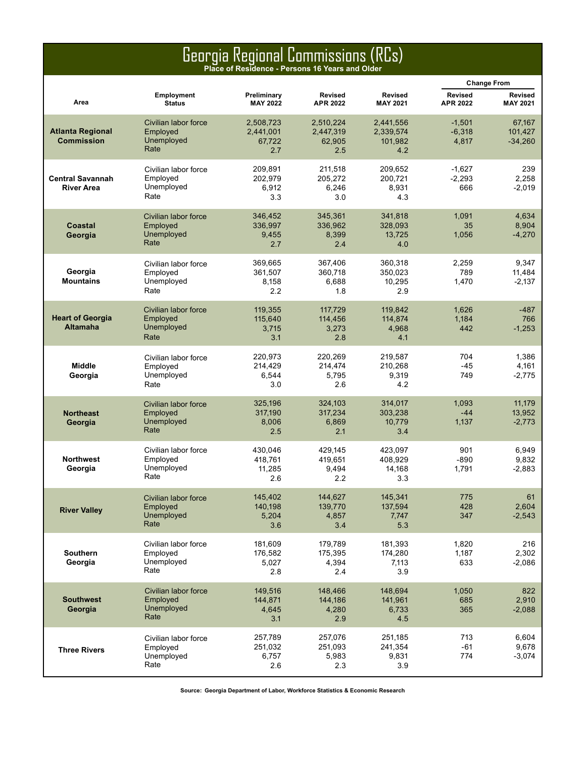# Georgia Regional Commissions (RCs)

**Place of Residence - Persons 16 Years and Older**

| Area | Employment Status | Preliminary MAY 2022 | Revised APR 2022 | Revised MAY 2021 | Change From Revised APR 2022 | Change From Revised MAY 2021 |
|---|---|---|---|---|---|---|
| **Atlanta Regional Commission** | Civilian labor force | 2,508,723 | 2,510,224 | 2,441,556 | -1,501 | 67,167 |
| | Employed | 2,441,001 | 2,447,319 | 2,339,574 | -6,318 | 101,427 |
| | Unemployed | 67,722 | 62,905 | 101,982 | 4,817 | -34,260 |
| | Rate | 2.7 | 2.5 | 4.2 | | |
| **Central Savannah River Area** | Civilian labor force | 209,891 | 211,518 | 209,652 | -1,627 | 239 |
| | Employed | 202,979 | 205,272 | 200,721 | -2,293 | 2,258 |
| | Unemployed | 6,912 | 6,246 | 8,931 | 666 | -2,019 |
| | Rate | 3.3 | 3.0 | 4.3 | | |
| **Coastal Georgia** | Civilian labor force | 346,452 | 345,361 | 341,818 | 1,091 | 4,634 |
| | Employed | 336,997 | 336,962 | 328,093 | 35 | 8,904 |
| | Unemployed | 9,455 | 8,399 | 13,725 | 1,056 | -4,270 |
| | Rate | 2.7 | 2.4 | 4.0 | | |
| **Georgia Mountains** | Civilian labor force | 369,665 | 367,406 | 360,318 | 2,259 | 9,347 |
| | Employed | 361,507 | 360,718 | 350,023 | 789 | 11,484 |
| | Unemployed | 8,158 | 6,688 | 10,295 | 1,470 | -2,137 |
| | Rate | 2.2 | 1.8 | 2.9 | | |
| **Heart of Georgia Altamaha** | Civilian labor force | 119,355 | 117,729 | 119,842 | 1,626 | -487 |
| | Employed | 115,640 | 114,456 | 114,874 | 1,184 | 766 |
| | Unemployed | 3,715 | 3,273 | 4,968 | 442 | -1,253 |
| | Rate | 3.1 | 2.8 | 4.1 | | |
| **Middle Georgia** | Civilian labor force | 220,973 | 220,269 | 219,587 | 704 | 1,386 |
| | Employed | 214,429 | 214,474 | 210,268 | -45 | 4,161 |
| | Unemployed | 6,544 | 5,795 | 9,319 | 749 | -2,775 |
| | Rate | 3.0 | 2.6 | 4.2 | | |
| **Northeast Georgia** | Civilian labor force | 325,196 | 324,103 | 314,017 | 1,093 | 11,179 |
| | Employed | 317,190 | 317,234 | 303,238 | -44 | 13,952 |
| | Unemployed | 8,006 | 6,869 | 10,779 | 1,137 | -2,773 |
| | Rate | 2.5 | 2.1 | 3.4 | | |
| **Northwest Georgia** | Civilian labor force | 430,046 | 429,145 | 423,097 | 901 | 6,949 |
| | Employed | 418,761 | 419,651 | 408,929 | -890 | 9,832 |
| | Unemployed | 11,285 | 9,494 | 14,168 | 1,791 | -2,883 |
| | Rate | 2.6 | 2.2 | 3.3 | | |
| **River Valley** | Civilian labor force | 145,402 | 144,627 | 145,341 | 775 | 61 |
| | Employed | 140,198 | 139,770 | 137,594 | 428 | 2,604 |
| | Unemployed | 5,204 | 4,857 | 7,747 | 347 | -2,543 |
| | Rate | 3.6 | 3.4 | 5.3 | | |
| **Southern Georgia** | Civilian labor force | 181,609 | 179,789 | 181,393 | 1,820 | 216 |
| | Employed | 176,582 | 175,395 | 174,280 | 1,187 | 2,302 |
| | Unemployed | 5,027 | 4,394 | 7,113 | 633 | -2,086 |
| | Rate | 2.8 | 2.4 | 3.9 | | |
| **Southwest Georgia** | Civilian labor force | 149,516 | 148,466 | 148,694 | 1,050 | 822 |
| | Employed | 144,871 | 144,186 | 141,961 | 685 | 2,910 |
| | Unemployed | 4,645 | 4,280 | 6,733 | 365 | -2,088 |
| | Rate | 3.1 | 2.9 | 4.5 | | |
| **Three Rivers** | Civilian labor force | 257,789 | 257,076 | 251,185 | 713 | 6,604 |
| | Employed | 251,032 | 251,093 | 241,354 | -61 | 9,678 |
| | Unemployed | 6,757 | 5,983 | 9,831 | 774 | -3,074 |
| | Rate | 2.6 | 2.3 | 3.9 | | |

**Source: Georgia Department of Labor, Workforce Statistics & Economic Research**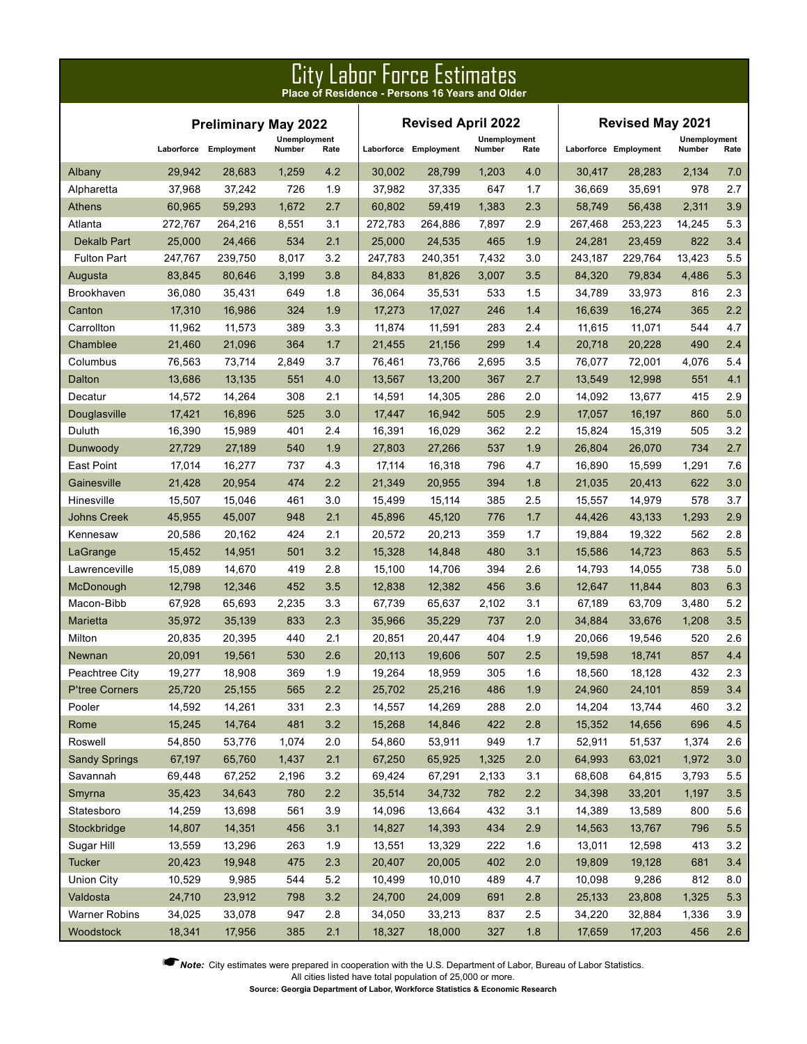# City Labor Force Estimates

**Place of Residence - Persons 16 Years and Older**

| | Preliminary May 2022 | | | | Revised April 2022 | | | | Revised May 2021 | | | |
|---|---|---|---|---|---|---|---|---|---|---|---|---|
| | Laborforce | Employment | Unemployment Number | Unemployment Rate | Laborforce | Employment | Unemployment Number | Unemployment Rate | Laborforce | Employment | Unemployment Number | Unemployment Rate |
| Albany | 29,942 | 28,683 | 1,259 | 4.2 | 30,002 | 28,799 | 1,203 | 4.0 | 30,417 | 28,283 | 2,134 | 7.0 |
| Alpharetta | 37,968 | 37,242 | 726 | 1.9 | 37,982 | 37,335 | 647 | 1.7 | 36,669 | 35,691 | 978 | 2.7 |
| Athens | 60,965 | 59,293 | 1,672 | 2.7 | 60,802 | 59,419 | 1,383 | 2.3 | 58,749 | 56,438 | 2,311 | 3.9 |
| Atlanta | 272,767 | 264,216 | 8,551 | 3.1 | 272,783 | 264,886 | 7,897 | 2.9 | 267,468 | 253,223 | 14,245 | 5.3 |
| Dekalb Part | 25,000 | 24,466 | 534 | 2.1 | 25,000 | 24,535 | 465 | 1.9 | 24,281 | 23,459 | 822 | 3.4 |
| Fulton Part | 247,767 | 239,750 | 8,017 | 3.2 | 247,783 | 240,351 | 7,432 | 3.0 | 243,187 | 229,764 | 13,423 | 5.5 |
| Augusta | 83,845 | 80,646 | 3,199 | 3.8 | 84,833 | 81,826 | 3,007 | 3.5 | 84,320 | 79,834 | 4,486 | 5.3 |
| Brookhaven | 36,080 | 35,431 | 649 | 1.8 | 36,064 | 35,531 | 533 | 1.5 | 34,789 | 33,973 | 816 | 2.3 |
| Canton | 17,310 | 16,986 | 324 | 1.9 | 17,273 | 17,027 | 246 | 1.4 | 16,639 | 16,274 | 365 | 2.2 |
| Carrollton | 11,962 | 11,573 | 389 | 3.3 | 11,874 | 11,591 | 283 | 2.4 | 11,615 | 11,071 | 544 | 4.7 |
| Chamblee | 21,460 | 21,096 | 364 | 1.7 | 21,455 | 21,156 | 299 | 1.4 | 20,718 | 20,228 | 490 | 2.4 |
| Columbus | 76,563 | 73,714 | 2,849 | 3.7 | 76,461 | 73,766 | 2,695 | 3.5 | 76,077 | 72,001 | 4,076 | 5.4 |
| Dalton | 13,686 | 13,135 | 551 | 4.0 | 13,567 | 13,200 | 367 | 2.7 | 13,549 | 12,998 | 551 | 4.1 |
| Decatur | 14,572 | 14,264 | 308 | 2.1 | 14,591 | 14,305 | 286 | 2.0 | 14,092 | 13,677 | 415 | 2.9 |
| Douglasville | 17,421 | 16,896 | 525 | 3.0 | 17,447 | 16,942 | 505 | 2.9 | 17,057 | 16,197 | 860 | 5.0 |
| Duluth | 16,390 | 15,989 | 401 | 2.4 | 16,391 | 16,029 | 362 | 2.2 | 15,824 | 15,319 | 505 | 3.2 |
| Dunwoody | 27,729 | 27,189 | 540 | 1.9 | 27,803 | 27,266 | 537 | 1.9 | 26,804 | 26,070 | 734 | 2.7 |
| East Point | 17,014 | 16,277 | 737 | 4.3 | 17,114 | 16,318 | 796 | 4.7 | 16,890 | 15,599 | 1,291 | 7.6 |
| Gainesville | 21,428 | 20,954 | 474 | 2.2 | 21,349 | 20,955 | 394 | 1.8 | 21,035 | 20,413 | 622 | 3.0 |
| Hinesville | 15,507 | 15,046 | 461 | 3.0 | 15,499 | 15,114 | 385 | 2.5 | 15,557 | 14,979 | 578 | 3.7 |
| Johns Creek | 45,955 | 45,007 | 948 | 2.1 | 45,896 | 45,120 | 776 | 1.7 | 44,426 | 43,133 | 1,293 | 2.9 |
| Kennesaw | 20,586 | 20,162 | 424 | 2.1 | 20,572 | 20,213 | 359 | 1.7 | 19,884 | 19,322 | 562 | 2.8 |
| LaGrange | 15,452 | 14,951 | 501 | 3.2 | 15,328 | 14,848 | 480 | 3.1 | 15,586 | 14,723 | 863 | 5.5 |
| Lawrenceville | 15,089 | 14,670 | 419 | 2.8 | 15,100 | 14,706 | 394 | 2.6 | 14,793 | 14,055 | 738 | 5.0 |
| McDonough | 12,798 | 12,346 | 452 | 3.5 | 12,838 | 12,382 | 456 | 3.6 | 12,647 | 11,844 | 803 | 6.3 |
| Macon-Bibb | 67,928 | 65,693 | 2,235 | 3.3 | 67,739 | 65,637 | 2,102 | 3.1 | 67,189 | 63,709 | 3,480 | 5.2 |
| Marietta | 35,972 | 35,139 | 833 | 2.3 | 35,966 | 35,229 | 737 | 2.0 | 34,884 | 33,676 | 1,208 | 3.5 |
| Milton | 20,835 | 20,395 | 440 | 2.1 | 20,851 | 20,447 | 404 | 1.9 | 20,066 | 19,546 | 520 | 2.6 |
| Newnan | 20,091 | 19,561 | 530 | 2.6 | 20,113 | 19,606 | 507 | 2.5 | 19,598 | 18,741 | 857 | 4.4 |
| Peachtree City | 19,277 | 18,908 | 369 | 1.9 | 19,264 | 18,959 | 305 | 1.6 | 18,560 | 18,128 | 432 | 2.3 |
| P'tree Corners | 25,720 | 25,155 | 565 | 2.2 | 25,702 | 25,216 | 486 | 1.9 | 24,960 | 24,101 | 859 | 3.4 |
| Pooler | 14,592 | 14,261 | 331 | 2.3 | 14,557 | 14,269 | 288 | 2.0 | 14,204 | 13,744 | 460 | 3.2 |
| Rome | 15,245 | 14,764 | 481 | 3.2 | 15,268 | 14,846 | 422 | 2.8 | 15,352 | 14,656 | 696 | 4.5 |
| Roswell | 54,850 | 53,776 | 1,074 | 2.0 | 54,860 | 53,911 | 949 | 1.7 | 52,911 | 51,537 | 1,374 | 2.6 |
| Sandy Springs | 67,197 | 65,760 | 1,437 | 2.1 | 67,250 | 65,925 | 1,325 | 2.0 | 64,993 | 63,021 | 1,972 | 3.0 |
| Savannah | 69,448 | 67,252 | 2,196 | 3.2 | 69,424 | 67,291 | 2,133 | 3.1 | 68,608 | 64,815 | 3,793 | 5.5 |
| Smyrna | 35,423 | 34,643 | 780 | 2.2 | 35,514 | 34,732 | 782 | 2.2 | 34,398 | 33,201 | 1,197 | 3.5 |
| Statesboro | 14,259 | 13,698 | 561 | 3.9 | 14,096 | 13,664 | 432 | 3.1 | 14,389 | 13,589 | 800 | 5.6 |
| Stockbridge | 14,807 | 14,351 | 456 | 3.1 | 14,827 | 14,393 | 434 | 2.9 | 14,563 | 13,767 | 796 | 5.5 |
| Sugar Hill | 13,559 | 13,296 | 263 | 1.9 | 13,551 | 13,329 | 222 | 1.6 | 13,011 | 12,598 | 413 | 3.2 |
| Tucker | 20,423 | 19,948 | 475 | 2.3 | 20,407 | 20,005 | 402 | 2.0 | 19,809 | 19,128 | 681 | 3.4 |
| Union City | 10,529 | 9,985 | 544 | 5.2 | 10,499 | 10,010 | 489 | 4.7 | 10,098 | 9,286 | 812 | 8.0 |
| Valdosta | 24,710 | 23,912 | 798 | 3.2 | 24,700 | 24,009 | 691 | 2.8 | 25,133 | 23,808 | 1,325 | 5.3 |
| Warner Robins | 34,025 | 33,078 | 947 | 2.8 | 34,050 | 33,213 | 837 | 2.5 | 34,220 | 32,884 | 1,336 | 3.9 |
| Woodstock | 18,341 | 17,956 | 385 | 2.1 | 18,327 | 18,000 | 327 | 1.8 | 17,659 | 17,203 | 456 | 2.6 |

***Note:*** City estimates were prepared in cooperation with the U.S. Department of Labor, Bureau of Labor Statistics.
All cities listed have total population of 25,000 or more.

**Source: Georgia Department of Labor, Workforce Statistics & Economic Research**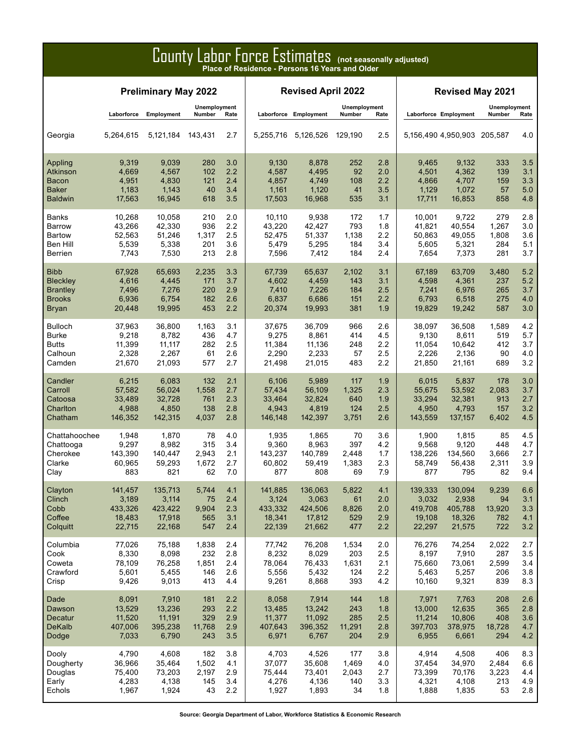# County Labor Force Estimates (not seasonally adjusted)

**Place of Residence - Persons 16 Years and Older**

| | Preliminary May 2022 | | | | Revised April 2022 | | | | Revised May 2021 | | | |
|---|---|---|---|---|---|---|---|---|---|---|---|---|
| | Laborforce | Employment | Unemployment Number | Unemployment Rate | Laborforce | Employment | Unemployment Number | Unemployment Rate | Laborforce | Employment | Unemployment Number | Unemployment Rate |
| Georgia | 5,264,615 | 5,121,184 | 143,431 | 2.7 | 5,255,716 | 5,126,526 | 129,190 | 2.5 | 5,156,490 | 4,950,903 | 205,587 | 4.0 |
| Appling | 9,319 | 9,039 | 280 | 3.0 | 9,130 | 8,878 | 252 | 2.8 | 9,465 | 9,132 | 333 | 3.5 |
| Atkinson | 4,669 | 4,567 | 102 | 2.2 | 4,587 | 4,495 | 92 | 2.0 | 4,501 | 4,362 | 139 | 3.1 |
| Bacon | 4,951 | 4,830 | 121 | 2.4 | 4,857 | 4,749 | 108 | 2.2 | 4,866 | 4,707 | 159 | 3.3 |
| Baker | 1,183 | 1,143 | 40 | 3.4 | 1,161 | 1,120 | 41 | 3.5 | 1,129 | 1,072 | 57 | 5.0 |
| Baldwin | 17,563 | 16,945 | 618 | 3.5 | 17,503 | 16,968 | 535 | 3.1 | 17,711 | 16,853 | 858 | 4.8 |
| Banks | 10,268 | 10,058 | 210 | 2.0 | 10,110 | 9,938 | 172 | 1.7 | 10,001 | 9,722 | 279 | 2.8 |
| Barrow | 43,266 | 42,330 | 936 | 2.2 | 43,220 | 42,427 | 793 | 1.8 | 41,821 | 40,554 | 1,267 | 3.0 |
| Bartow | 52,563 | 51,246 | 1,317 | 2.5 | 52,475 | 51,337 | 1,138 | 2.2 | 50,863 | 49,055 | 1,808 | 3.6 |
| Ben Hill | 5,539 | 5,338 | 201 | 3.6 | 5,479 | 5,295 | 184 | 3.4 | 5,605 | 5,321 | 284 | 5.1 |
| Berrien | 7,743 | 7,530 | 213 | 2.8 | 7,596 | 7,412 | 184 | 2.4 | 7,654 | 7,373 | 281 | 3.7 |
| Bibb | 67,928 | 65,693 | 2,235 | 3.3 | 67,739 | 65,637 | 2,102 | 3.1 | 67,189 | 63,709 | 3,480 | 5.2 |
| Bleckley | 4,616 | 4,445 | 171 | 3.7 | 4,602 | 4,459 | 143 | 3.1 | 4,598 | 4,361 | 237 | 5.2 |
| Brantley | 7,496 | 7,276 | 220 | 2.9 | 7,410 | 7,226 | 184 | 2.5 | 7,241 | 6,976 | 265 | 3.7 |
| Brooks | 6,936 | 6,754 | 182 | 2.6 | 6,837 | 6,686 | 151 | 2.2 | 6,793 | 6,518 | 275 | 4.0 |
| Bryan | 20,448 | 19,995 | 453 | 2.2 | 20,374 | 19,993 | 381 | 1.9 | 19,829 | 19,242 | 587 | 3.0 |
| Bulloch | 37,963 | 36,800 | 1,163 | 3.1 | 37,675 | 36,709 | 966 | 2.6 | 38,097 | 36,508 | 1,589 | 4.2 |
| Burke | 9,218 | 8,782 | 436 | 4.7 | 9,275 | 8,861 | 414 | 4.5 | 9,130 | 8,611 | 519 | 5.7 |
| Butts | 11,399 | 11,117 | 282 | 2.5 | 11,384 | 11,136 | 248 | 2.2 | 11,054 | 10,642 | 412 | 3.7 |
| Calhoun | 2,328 | 2,267 | 61 | 2.6 | 2,290 | 2,233 | 57 | 2.5 | 2,226 | 2,136 | 90 | 4.0 |
| Camden | 21,670 | 21,093 | 577 | 2.7 | 21,498 | 21,015 | 483 | 2.2 | 21,850 | 21,161 | 689 | 3.2 |
| Candler | 6,215 | 6,083 | 132 | 2.1 | 6,106 | 5,989 | 117 | 1.9 | 6,015 | 5,837 | 178 | 3.0 |
| Carroll | 57,582 | 56,024 | 1,558 | 2.7 | 57,434 | 56,109 | 1,325 | 2.3 | 55,675 | 53,592 | 2,083 | 3.7 |
| Catoosa | 33,489 | 32,728 | 761 | 2.3 | 33,464 | 32,824 | 640 | 1.9 | 33,294 | 32,381 | 913 | 2.7 |
| Charlton | 4,988 | 4,850 | 138 | 2.8 | 4,943 | 4,819 | 124 | 2.5 | 4,950 | 4,793 | 157 | 3.2 |
| Chatham | 146,352 | 142,315 | 4,037 | 2.8 | 146,148 | 142,397 | 3,751 | 2.6 | 143,559 | 137,157 | 6,402 | 4.5 |
| Chattahoochee | 1,948 | 1,870 | 78 | 4.0 | 1,935 | 1,865 | 70 | 3.6 | 1,900 | 1,815 | 85 | 4.5 |
| Chattooga | 9,297 | 8,982 | 315 | 3.4 | 9,360 | 8,963 | 397 | 4.2 | 9,568 | 9,120 | 448 | 4.7 |
| Cherokee | 143,390 | 140,447 | 2,943 | 2.1 | 143,237 | 140,789 | 2,448 | 1.7 | 138,226 | 134,560 | 3,666 | 2.7 |
| Clarke | 60,965 | 59,293 | 1,672 | 2.7 | 60,802 | 59,419 | 1,383 | 2.3 | 58,749 | 56,438 | 2,311 | 3.9 |
| Clay | 883 | 821 | 62 | 7.0 | 877 | 808 | 69 | 7.9 | 877 | 795 | 82 | 9.4 |
| Clayton | 141,457 | 135,713 | 5,744 | 4.1 | 141,885 | 136,063 | 5,822 | 4.1 | 139,333 | 130,094 | 9,239 | 6.6 |
| Clinch | 3,189 | 3,114 | 75 | 2.4 | 3,124 | 3,063 | 61 | 2.0 | 3,032 | 2,938 | 94 | 3.1 |
| Cobb | 433,326 | 423,422 | 9,904 | 2.3 | 433,332 | 424,506 | 8,826 | 2.0 | 419,708 | 405,788 | 13,920 | 3.3 |
| Coffee | 18,483 | 17,918 | 565 | 3.1 | 18,341 | 17,812 | 529 | 2.9 | 19,108 | 18,326 | 782 | 4.1 |
| Colquitt | 22,715 | 22,168 | 547 | 2.4 | 22,139 | 21,662 | 477 | 2.2 | 22,297 | 21,575 | 722 | 3.2 |
| Columbia | 77,026 | 75,188 | 1,838 | 2.4 | 77,742 | 76,208 | 1,534 | 2.0 | 76,276 | 74,254 | 2,022 | 2.7 |
| Cook | 8,330 | 8,098 | 232 | 2.8 | 8,232 | 8,029 | 203 | 2.5 | 8,197 | 7,910 | 287 | 3.5 |
| Coweta | 78,109 | 76,258 | 1,851 | 2.4 | 78,064 | 76,433 | 1,631 | 2.1 | 75,660 | 73,061 | 2,599 | 3.4 |
| Crawford | 5,601 | 5,455 | 146 | 2.6 | 5,556 | 5,432 | 124 | 2.2 | 5,463 | 5,257 | 206 | 3.8 |
| Crisp | 9,426 | 9,013 | 413 | 4.4 | 9,261 | 8,868 | 393 | 4.2 | 10,160 | 9,321 | 839 | 8.3 |
| Dade | 8,091 | 7,910 | 181 | 2.2 | 8,058 | 7,914 | 144 | 1.8 | 7,971 | 7,763 | 208 | 2.6 |
| Dawson | 13,529 | 13,236 | 293 | 2.2 | 13,485 | 13,242 | 243 | 1.8 | 13,000 | 12,635 | 365 | 2.8 |
| Decatur | 11,520 | 11,191 | 329 | 2.9 | 11,377 | 11,092 | 285 | 2.5 | 11,214 | 10,806 | 408 | 3.6 |
| DeKalb | 407,006 | 395,238 | 11,768 | 2.9 | 407,643 | 396,352 | 11,291 | 2.8 | 397,703 | 378,975 | 18,728 | 4.7 |
| Dodge | 7,033 | 6,790 | 243 | 3.5 | 6,971 | 6,767 | 204 | 2.9 | 6,955 | 6,661 | 294 | 4.2 |
| Dooly | 4,790 | 4,608 | 182 | 3.8 | 4,703 | 4,526 | 177 | 3.8 | 4,914 | 4,508 | 406 | 8.3 |
| Dougherty | 36,966 | 35,464 | 1,502 | 4.1 | 37,077 | 35,608 | 1,469 | 4.0 | 37,454 | 34,970 | 2,484 | 6.6 |
| Douglas | 75,400 | 73,203 | 2,197 | 2.9 | 75,444 | 73,401 | 2,043 | 2.7 | 73,399 | 70,176 | 3,223 | 4.4 |
| Early | 4,283 | 4,138 | 145 | 3.4 | 4,276 | 4,136 | 140 | 3.3 | 4,321 | 4,108 | 213 | 4.9 |
| Echols | 1,967 | 1,924 | 43 | 2.2 | 1,927 | 1,893 | 34 | 1.8 | 1,888 | 1,835 | 53 | 2.8 |

**Source: Georgia Department of Labor, Workforce Statistics & Economic Research**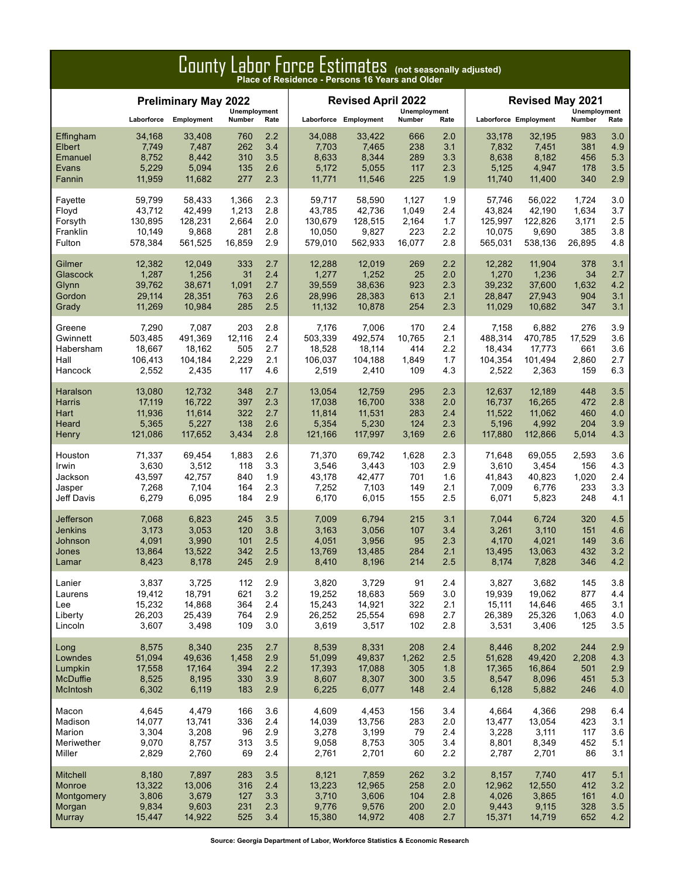# County Labor Force Estimates (not seasonally adjusted)

**Place of Residence - Persons 16 Years and Older**

| | Preliminary May 2022 | | | | Revised April 2022 | | | | Revised May 2021 | | | |
|---|---|---|---|---|---|---|---|---|---|---|---|---|
| | Laborforce | Employment | Unemployment Number | Unemployment Rate | Laborforce | Employment | Unemployment Number | Unemployment Rate | Laborforce | Employment | Unemployment Number | Unemployment Rate |
| Effingham | 34,168 | 33,408 | 760 | 2.2 | 34,088 | 33,422 | 666 | 2.0 | 33,178 | 32,195 | 983 | 3.0 |
| Elbert | 7,749 | 7,487 | 262 | 3.4 | 7,703 | 7,465 | 238 | 3.1 | 7,832 | 7,451 | 381 | 4.9 |
| Emanuel | 8,752 | 8,442 | 310 | 3.5 | 8,633 | 8,344 | 289 | 3.3 | 8,638 | 8,182 | 456 | 5.3 |
| Evans | 5,229 | 5,094 | 135 | 2.6 | 5,172 | 5,055 | 117 | 2.3 | 5,125 | 4,947 | 178 | 3.5 |
| Fannin | 11,959 | 11,682 | 277 | 2.3 | 11,771 | 11,546 | 225 | 1.9 | 11,740 | 11,400 | 340 | 2.9 |
| Fayette | 59,799 | 58,433 | 1,366 | 2.3 | 59,717 | 58,590 | 1,127 | 1.9 | 57,746 | 56,022 | 1,724 | 3.0 |
| Floyd | 43,712 | 42,499 | 1,213 | 2.8 | 43,785 | 42,736 | 1,049 | 2.4 | 43,824 | 42,190 | 1,634 | 3.7 |
| Forsyth | 130,895 | 128,231 | 2,664 | 2.0 | 130,679 | 128,515 | 2,164 | 1.7 | 125,997 | 122,826 | 3,171 | 2.5 |
| Franklin | 10,149 | 9,868 | 281 | 2.8 | 10,050 | 9,827 | 223 | 2.2 | 10,075 | 9,690 | 385 | 3.8 |
| Fulton | 578,384 | 561,525 | 16,859 | 2.9 | 579,010 | 562,933 | 16,077 | 2.8 | 565,031 | 538,136 | 26,895 | 4.8 |
| Gilmer | 12,382 | 12,049 | 333 | 2.7 | 12,288 | 12,019 | 269 | 2.2 | 12,282 | 11,904 | 378 | 3.1 |
| Glascock | 1,287 | 1,256 | 31 | 2.4 | 1,277 | 1,252 | 25 | 2.0 | 1,270 | 1,236 | 34 | 2.7 |
| Glynn | 39,762 | 38,671 | 1,091 | 2.7 | 39,559 | 38,636 | 923 | 2.3 | 39,232 | 37,600 | 1,632 | 4.2 |
| Gordon | 29,114 | 28,351 | 763 | 2.6 | 28,996 | 28,383 | 613 | 2.1 | 28,847 | 27,943 | 904 | 3.1 |
| Grady | 11,269 | 10,984 | 285 | 2.5 | 11,132 | 10,878 | 254 | 2.3 | 11,029 | 10,682 | 347 | 3.1 |
| Greene | 7,290 | 7,087 | 203 | 2.8 | 7,176 | 7,006 | 170 | 2.4 | 7,158 | 6,882 | 276 | 3.9 |
| Gwinnett | 503,485 | 491,369 | 12,116 | 2.4 | 503,339 | 492,574 | 10,765 | 2.1 | 488,314 | 470,785 | 17,529 | 3.6 |
| Habersham | 18,667 | 18,162 | 505 | 2.7 | 18,528 | 18,114 | 414 | 2.2 | 18,434 | 17,773 | 661 | 3.6 |
| Hall | 106,413 | 104,184 | 2,229 | 2.1 | 106,037 | 104,188 | 1,849 | 1.7 | 104,354 | 101,494 | 2,860 | 2.7 |
| Hancock | 2,552 | 2,435 | 117 | 4.6 | 2,519 | 2,410 | 109 | 4.3 | 2,522 | 2,363 | 159 | 6.3 |
| Haralson | 13,080 | 12,732 | 348 | 2.7 | 13,054 | 12,759 | 295 | 2.3 | 12,637 | 12,189 | 448 | 3.5 |
| Harris | 17,119 | 16,722 | 397 | 2.3 | 17,038 | 16,700 | 338 | 2.0 | 16,737 | 16,265 | 472 | 2.8 |
| Hart | 11,936 | 11,614 | 322 | 2.7 | 11,814 | 11,531 | 283 | 2.4 | 11,522 | 11,062 | 460 | 4.0 |
| Heard | 5,365 | 5,227 | 138 | 2.6 | 5,354 | 5,230 | 124 | 2.3 | 5,196 | 4,992 | 204 | 3.9 |
| Henry | 121,086 | 117,652 | 3,434 | 2.8 | 121,166 | 117,997 | 3,169 | 2.6 | 117,880 | 112,866 | 5,014 | 4.3 |
| Houston | 71,337 | 69,454 | 1,883 | 2.6 | 71,370 | 69,742 | 1,628 | 2.3 | 71,648 | 69,055 | 2,593 | 3.6 |
| Irwin | 3,630 | 3,512 | 118 | 3.3 | 3,546 | 3,443 | 103 | 2.9 | 3,610 | 3,454 | 156 | 4.3 |
| Jackson | 43,597 | 42,757 | 840 | 1.9 | 43,178 | 42,477 | 701 | 1.6 | 41,843 | 40,823 | 1,020 | 2.4 |
| Jasper | 7,268 | 7,104 | 164 | 2.3 | 7,252 | 7,103 | 149 | 2.1 | 7,009 | 6,776 | 233 | 3.3 |
| Jeff Davis | 6,279 | 6,095 | 184 | 2.9 | 6,170 | 6,015 | 155 | 2.5 | 6,071 | 5,823 | 248 | 4.1 |
| Jefferson | 7,068 | 6,823 | 245 | 3.5 | 7,009 | 6,794 | 215 | 3.1 | 7,044 | 6,724 | 320 | 4.5 |
| Jenkins | 3,173 | 3,053 | 120 | 3.8 | 3,163 | 3,056 | 107 | 3.4 | 3,261 | 3,110 | 151 | 4.6 |
| Johnson | 4,091 | 3,990 | 101 | 2.5 | 4,051 | 3,956 | 95 | 2.3 | 4,170 | 4,021 | 149 | 3.6 |
| Jones | 13,864 | 13,522 | 342 | 2.5 | 13,769 | 13,485 | 284 | 2.1 | 13,495 | 13,063 | 432 | 3.2 |
| Lamar | 8,423 | 8,178 | 245 | 2.9 | 8,410 | 8,196 | 214 | 2.5 | 8,174 | 7,828 | 346 | 4.2 |
| Lanier | 3,837 | 3,725 | 112 | 2.9 | 3,820 | 3,729 | 91 | 2.4 | 3,827 | 3,682 | 145 | 3.8 |
| Laurens | 19,412 | 18,791 | 621 | 3.2 | 19,252 | 18,683 | 569 | 3.0 | 19,939 | 19,062 | 877 | 4.4 |
| Lee | 15,232 | 14,868 | 364 | 2.4 | 15,243 | 14,921 | 322 | 2.1 | 15,111 | 14,646 | 465 | 3.1 |
| Liberty | 26,203 | 25,439 | 764 | 2.9 | 26,252 | 25,554 | 698 | 2.7 | 26,389 | 25,326 | 1,063 | 4.0 |
| Lincoln | 3,607 | 3,498 | 109 | 3.0 | 3,619 | 3,517 | 102 | 2.8 | 3,531 | 3,406 | 125 | 3.5 |
| Long | 8,575 | 8,340 | 235 | 2.7 | 8,539 | 8,331 | 208 | 2.4 | 8,446 | 8,202 | 244 | 2.9 |
| Lowndes | 51,094 | 49,636 | 1,458 | 2.9 | 51,099 | 49,837 | 1,262 | 2.5 | 51,628 | 49,420 | 2,208 | 4.3 |
| Lumpkin | 17,558 | 17,164 | 394 | 2.2 | 17,393 | 17,088 | 305 | 1.8 | 17,365 | 16,864 | 501 | 2.9 |
| McDuffie | 8,525 | 8,195 | 330 | 3.9 | 8,607 | 8,307 | 300 | 3.5 | 8,547 | 8,096 | 451 | 5.3 |
| McIntosh | 6,302 | 6,119 | 183 | 2.9 | 6,225 | 6,077 | 148 | 2.4 | 6,128 | 5,882 | 246 | 4.0 |
| Macon | 4,645 | 4,479 | 166 | 3.6 | 4,609 | 4,453 | 156 | 3.4 | 4,664 | 4,366 | 298 | 6.4 |
| Madison | 14,077 | 13,741 | 336 | 2.4 | 14,039 | 13,756 | 283 | 2.0 | 13,477 | 13,054 | 423 | 3.1 |
| Marion | 3,304 | 3,208 | 96 | 2.9 | 3,278 | 3,199 | 79 | 2.4 | 3,228 | 3,111 | 117 | 3.6 |
| Meriwether | 9,070 | 8,757 | 313 | 3.5 | 9,058 | 8,753 | 305 | 3.4 | 8,801 | 8,349 | 452 | 5.1 |
| Miller | 2,829 | 2,760 | 69 | 2.4 | 2,761 | 2,701 | 60 | 2.2 | 2,787 | 2,701 | 86 | 3.1 |
| Mitchell | 8,180 | 7,897 | 283 | 3.5 | 8,121 | 7,859 | 262 | 3.2 | 8,157 | 7,740 | 417 | 5.1 |
| Monroe | 13,322 | 13,006 | 316 | 2.4 | 13,223 | 12,965 | 258 | 2.0 | 12,962 | 12,550 | 412 | 3.2 |
| Montgomery | 3,806 | 3,679 | 127 | 3.3 | 3,710 | 3,606 | 104 | 2.8 | 4,026 | 3,865 | 161 | 4.0 |
| Morgan | 9,834 | 9,603 | 231 | 2.3 | 9,776 | 9,576 | 200 | 2.0 | 9,443 | 9,115 | 328 | 3.5 |
| Murray | 15,447 | 14,922 | 525 | 3.4 | 15,380 | 14,972 | 408 | 2.7 | 15,371 | 14,719 | 652 | 4.2 |

Source: Georgia Department of Labor, Workforce Statistics & Economic Research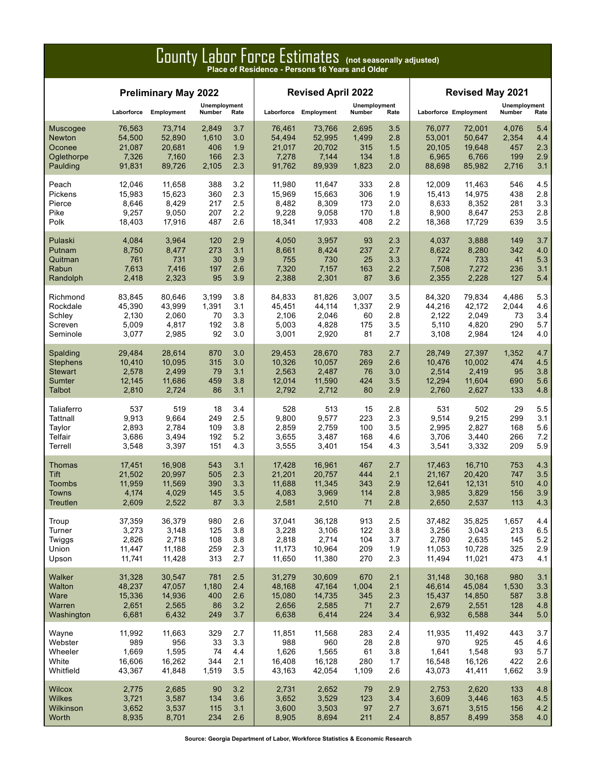# County Labor Force Estimates (not seasonally adjusted)

**Place of Residence - Persons 16 Years and Older**

| | Preliminary May 2022 | | | | Revised April 2022 | | | | Revised May 2021 | | | |
|---|---|---|---|---|---|---|---|---|---|---|---|---|
| | Laborforce | Employment | Unemployment Number | Unemployment Rate | Laborforce | Employment | Unemployment Number | Unemployment Rate | Laborforce | Employment | Unemployment Number | Unemployment Rate |
| Muscogee | 76,563 | 73,714 | 2,849 | 3.7 | 76,461 | 73,766 | 2,695 | 3.5 | 76,077 | 72,001 | 4,076 | 5.4 |
| Newton | 54,500 | 52,890 | 1,610 | 3.0 | 54,494 | 52,995 | 1,499 | 2.8 | 53,001 | 50,647 | 2,354 | 4.4 |
| Oconee | 21,087 | 20,681 | 406 | 1.9 | 21,017 | 20,702 | 315 | 1.5 | 20,105 | 19,648 | 457 | 2.3 |
| Oglethorpe | 7,326 | 7,160 | 166 | 2.3 | 7,278 | 7,144 | 134 | 1.8 | 6,965 | 6,766 | 199 | 2.9 |
| Paulding | 91,831 | 89,726 | 2,105 | 2.3 | 91,762 | 89,939 | 1,823 | 2.0 | 88,698 | 85,982 | 2,716 | 3.1 |
| Peach | 12,046 | 11,658 | 388 | 3.2 | 11,980 | 11,647 | 333 | 2.8 | 12,009 | 11,463 | 546 | 4.5 |
| Pickens | 15,983 | 15,623 | 360 | 2.3 | 15,969 | 15,663 | 306 | 1.9 | 15,413 | 14,975 | 438 | 2.8 |
| Pierce | 8,646 | 8,429 | 217 | 2.5 | 8,482 | 8,309 | 173 | 2.0 | 8,633 | 8,352 | 281 | 3.3 |
| Pike | 9,257 | 9,050 | 207 | 2.2 | 9,228 | 9,058 | 170 | 1.8 | 8,900 | 8,647 | 253 | 2.8 |
| Polk | 18,403 | 17,916 | 487 | 2.6 | 18,341 | 17,933 | 408 | 2.2 | 18,368 | 17,729 | 639 | 3.5 |
| Pulaski | 4,084 | 3,964 | 120 | 2.9 | 4,050 | 3,957 | 93 | 2.3 | 4,037 | 3,888 | 149 | 3.7 |
| Putnam | 8,750 | 8,477 | 273 | 3.1 | 8,661 | 8,424 | 237 | 2.7 | 8,622 | 8,280 | 342 | 4.0 |
| Quitman | 761 | 731 | 30 | 3.9 | 755 | 730 | 25 | 3.3 | 774 | 733 | 41 | 5.3 |
| Rabun | 7,613 | 7,416 | 197 | 2.6 | 7,320 | 7,157 | 163 | 2.2 | 7,508 | 7,272 | 236 | 3.1 |
| Randolph | 2,418 | 2,323 | 95 | 3.9 | 2,388 | 2,301 | 87 | 3.6 | 2,355 | 2,228 | 127 | 5.4 |
| Richmond | 83,845 | 80,646 | 3,199 | 3.8 | 84,833 | 81,826 | 3,007 | 3.5 | 84,320 | 79,834 | 4,486 | 5.3 |
| Rockdale | 45,390 | 43,999 | 1,391 | 3.1 | 45,451 | 44,114 | 1,337 | 2.9 | 44,216 | 42,172 | 2,044 | 4.6 |
| Schley | 2,130 | 2,060 | 70 | 3.3 | 2,106 | 2,046 | 60 | 2.8 | 2,122 | 2,049 | 73 | 3.4 |
| Screven | 5,009 | 4,817 | 192 | 3.8 | 5,003 | 4,828 | 175 | 3.5 | 5,110 | 4,820 | 290 | 5.7 |
| Seminole | 3,077 | 2,985 | 92 | 3.0 | 3,001 | 2,920 | 81 | 2.7 | 3,108 | 2,984 | 124 | 4.0 |
| Spalding | 29,484 | 28,614 | 870 | 3.0 | 29,453 | 28,670 | 783 | 2.7 | 28,749 | 27,397 | 1,352 | 4.7 |
| Stephens | 10,410 | 10,095 | 315 | 3.0 | 10,326 | 10,057 | 269 | 2.6 | 10,476 | 10,002 | 474 | 4.5 |
| Stewart | 2,578 | 2,499 | 79 | 3.1 | 2,563 | 2,487 | 76 | 3.0 | 2,514 | 2,419 | 95 | 3.8 |
| Sumter | 12,145 | 11,686 | 459 | 3.8 | 12,014 | 11,590 | 424 | 3.5 | 12,294 | 11,604 | 690 | 5.6 |
| Talbot | 2,810 | 2,724 | 86 | 3.1 | 2,792 | 2,712 | 80 | 2.9 | 2,760 | 2,627 | 133 | 4.8 |
| Taliaferro | 537 | 519 | 18 | 3.4 | 528 | 513 | 15 | 2.8 | 531 | 502 | 29 | 5.5 |
| Tattnall | 9,913 | 9,664 | 249 | 2.5 | 9,800 | 9,577 | 223 | 2.3 | 9,514 | 9,215 | 299 | 3.1 |
| Taylor | 2,893 | 2,784 | 109 | 3.8 | 2,859 | 2,759 | 100 | 3.5 | 2,995 | 2,827 | 168 | 5.6 |
| Telfair | 3,686 | 3,494 | 192 | 5.2 | 3,655 | 3,487 | 168 | 4.6 | 3,706 | 3,440 | 266 | 7.2 |
| Terrell | 3,548 | 3,397 | 151 | 4.3 | 3,555 | 3,401 | 154 | 4.3 | 3,541 | 3,332 | 209 | 5.9 |
| Thomas | 17,451 | 16,908 | 543 | 3.1 | 17,428 | 16,961 | 467 | 2.7 | 17,463 | 16,710 | 753 | 4.3 |
| Tift | 21,502 | 20,997 | 505 | 2.3 | 21,201 | 20,757 | 444 | 2.1 | 21,167 | 20,420 | 747 | 3.5 |
| Toombs | 11,959 | 11,569 | 390 | 3.3 | 11,688 | 11,345 | 343 | 2.9 | 12,641 | 12,131 | 510 | 4.0 |
| Towns | 4,174 | 4,029 | 145 | 3.5 | 4,083 | 3,969 | 114 | 2.8 | 3,985 | 3,829 | 156 | 3.9 |
| Treutlen | 2,609 | 2,522 | 87 | 3.3 | 2,581 | 2,510 | 71 | 2.8 | 2,650 | 2,537 | 113 | 4.3 |
| Troup | 37,359 | 36,379 | 980 | 2.6 | 37,041 | 36,128 | 913 | 2.5 | 37,482 | 35,825 | 1,657 | 4.4 |
| Turner | 3,273 | 3,148 | 125 | 3.8 | 3,228 | 3,106 | 122 | 3.8 | 3,256 | 3,043 | 213 | 6.5 |
| Twiggs | 2,826 | 2,718 | 108 | 3.8 | 2,818 | 2,714 | 104 | 3.7 | 2,780 | 2,635 | 145 | 5.2 |
| Union | 11,447 | 11,188 | 259 | 2.3 | 11,173 | 10,964 | 209 | 1.9 | 11,053 | 10,728 | 325 | 2.9 |
| Upson | 11,741 | 11,428 | 313 | 2.7 | 11,650 | 11,380 | 270 | 2.3 | 11,494 | 11,021 | 473 | 4.1 |
| Walker | 31,328 | 30,547 | 781 | 2.5 | 31,279 | 30,609 | 670 | 2.1 | 31,148 | 30,168 | 980 | 3.1 |
| Walton | 48,237 | 47,057 | 1,180 | 2.4 | 48,168 | 47,164 | 1,004 | 2.1 | 46,614 | 45,084 | 1,530 | 3.3 |
| Ware | 15,336 | 14,936 | 400 | 2.6 | 15,080 | 14,735 | 345 | 2.3 | 15,437 | 14,850 | 587 | 3.8 |
| Warren | 2,651 | 2,565 | 86 | 3.2 | 2,656 | 2,585 | 71 | 2.7 | 2,679 | 2,551 | 128 | 4.8 |
| Washington | 6,681 | 6,432 | 249 | 3.7 | 6,638 | 6,414 | 224 | 3.4 | 6,932 | 6,588 | 344 | 5.0 |
| Wayne | 11,992 | 11,663 | 329 | 2.7 | 11,851 | 11,568 | 283 | 2.4 | 11,935 | 11,492 | 443 | 3.7 |
| Webster | 989 | 956 | 33 | 3.3 | 988 | 960 | 28 | 2.8 | 970 | 925 | 45 | 4.6 |
| Wheeler | 1,669 | 1,595 | 74 | 4.4 | 1,626 | 1,565 | 61 | 3.8 | 1,641 | 1,548 | 93 | 5.7 |
| White | 16,606 | 16,262 | 344 | 2.1 | 16,408 | 16,128 | 280 | 1.7 | 16,548 | 16,126 | 422 | 2.6 |
| Whitfield | 43,367 | 41,848 | 1,519 | 3.5 | 43,163 | 42,054 | 1,109 | 2.6 | 43,073 | 41,411 | 1,662 | 3.9 |
| Wilcox | 2,775 | 2,685 | 90 | 3.2 | 2,731 | 2,652 | 79 | 2.9 | 2,753 | 2,620 | 133 | 4.8 |
| Wilkes | 3,721 | 3,587 | 134 | 3.6 | 3,652 | 3,529 | 123 | 3.4 | 3,609 | 3,446 | 163 | 4.5 |
| Wilkinson | 3,652 | 3,537 | 115 | 3.1 | 3,600 | 3,503 | 97 | 2.7 | 3,671 | 3,515 | 156 | 4.2 |
| Worth | 8,935 | 8,701 | 234 | 2.6 | 8,905 | 8,694 | 211 | 2.4 | 8,857 | 8,499 | 358 | 4.0 |

**Source: Georgia Department of Labor, Workforce Statistics & Economic Research**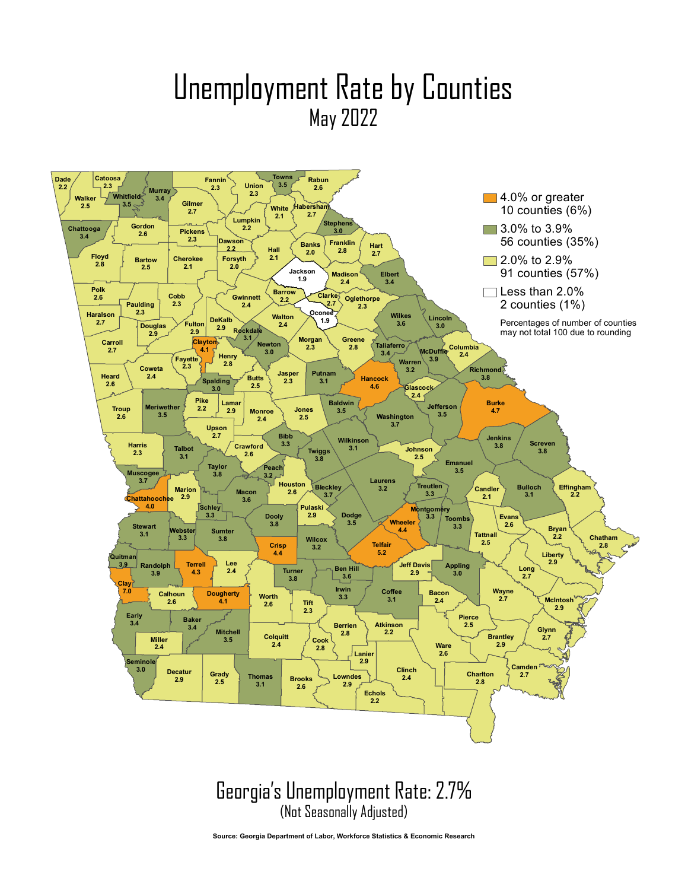# Unemployment Rate by Counties

## May 2022

4.0% or greater
10 counties (6%)

3.0% to 3.9%
56 counties (35%)

2.0% to 2.9%
91 counties (57%)

Less than 2.0%
2 counties (1%)

Percentages of number of counties may not total 100 due to rounding

Dade 2.2
Catoosa 2.3
Walker 2.5
Whitfield 3.5
Murray 3.4
Fannin 2.3
Union 2.3
Towns 3.5
Rabun 2.6
Gilmer 2.7
White 2.1
Habersham 2.7
Stephens 3.0
Chattooga 3.4
Gordon 2.6
Pickens 2.3
Lumpkin 2.2
Dawson 2.2
Hall 2.1
Banks 2.0
Franklin 2.8
Hart 2.7
Floyd 2.8
Bartow 2.5
Cherokee 2.1
Forsyth 2.0
Jackson 1.9
Madison 2.4
Elbert 3.4
Polk 2.6
Paulding 2.3
Cobb 2.3
Gwinnett 2.4
Barrow 2.2
Clarke 2.7
Oglethorpe 2.3
Oconee 1.9
Haralson 2.7
Douglas 2.9
Fulton 2.9
DeKalb 2.9
Rockdale 3.1
Walton 2.4
Wilkes 3.6
Lincoln 3.0
Carroll 2.7
Clayton 4.1
Newton 3.0
Morgan 2.3
Greene 2.8
Taliaferro 3.4
McDuffie 3.9
Columbia 2.4
Fayette 2.3
Henry 2.8
Warren 3.2
Richmond 3.8
Heard 2.6
Coweta 2.4
Spalding 3.0
Butts 2.5
Jasper 2.3
Putnam 3.1
Hancock 4.6
Glascock 2.4
Troup 2.6
Meriwether 3.5
Pike 2.2
Lamar 2.9
Monroe 2.4
Jones 2.5
Baldwin 3.5
Washington 3.7
Jefferson 3.5
Burke 4.7
Upson 2.7
Harris 2.3
Talbot 3.1
Crawford 2.6
Bibb 3.3
Wilkinson 3.1
Jenkins 3.8
Screven 3.8
Twiggs 3.8
Johnson 2.5
Muscogee 3.7
Taylor 3.8
Peach 3.2
Emanuel 3.5
Marion 2.9
Houston 2.6
Laurens 3.2
Chattahoochee 4.0
Macon 3.6
Bleckley 3.7
Treutlen 3.3
Candler 2.1
Bulloch 3.1
Effingham 2.2
Schley 3.3
Pulaski 2.9
Dodge 3.5
Montgomery 3.3
Stewart 3.1
Webster 3.3
Dooly 3.8
Wheeler 4.4
Toombs 3.3
Evans 2.6
Sumter 3.8
Bryan 2.2
Chatham 2.8
Crisp 4.4
Wilcox 3.2
Telfair 5.2
Tattnall 2.5
Quitman 3.9
Randolph 3.9
Terrell 4.3
Lee 2.4
Liberty 2.9
Turner 3.8
Ben Hill 3.6
Jeff Davis 2.9
Appling 3.0
Long 2.7
Clay 7.0
Calhoun 2.6
Dougherty 4.1
Worth 2.6
Irwin 3.3
Tift 2.3
Coffee 3.1
Bacon 2.4
Wayne 2.7
McIntosh 2.9
Early 3.4
Baker 3.4
Mitchell 3.5
Pierce 2.5
Berrien 2.8
Atkinson 2.2
Colquitt 2.4
Miller 2.4
Cook 2.8
Brantley 2.9
Glynn 2.7
Ware 2.6
Lanier 2.9
Seminole 3.0
Decatur 2.9
Grady 2.5
Thomas 3.1
Brooks 2.6
Lowndes 2.9
Clinch 2.4
Charlton 2.8
Camden 2.7
Echols 2.2

## Georgia's Unemployment Rate: 2.7%

(Not Seasonally Adjusted)

**Source: Georgia Department of Labor, Workforce Statistics & Economic Research**